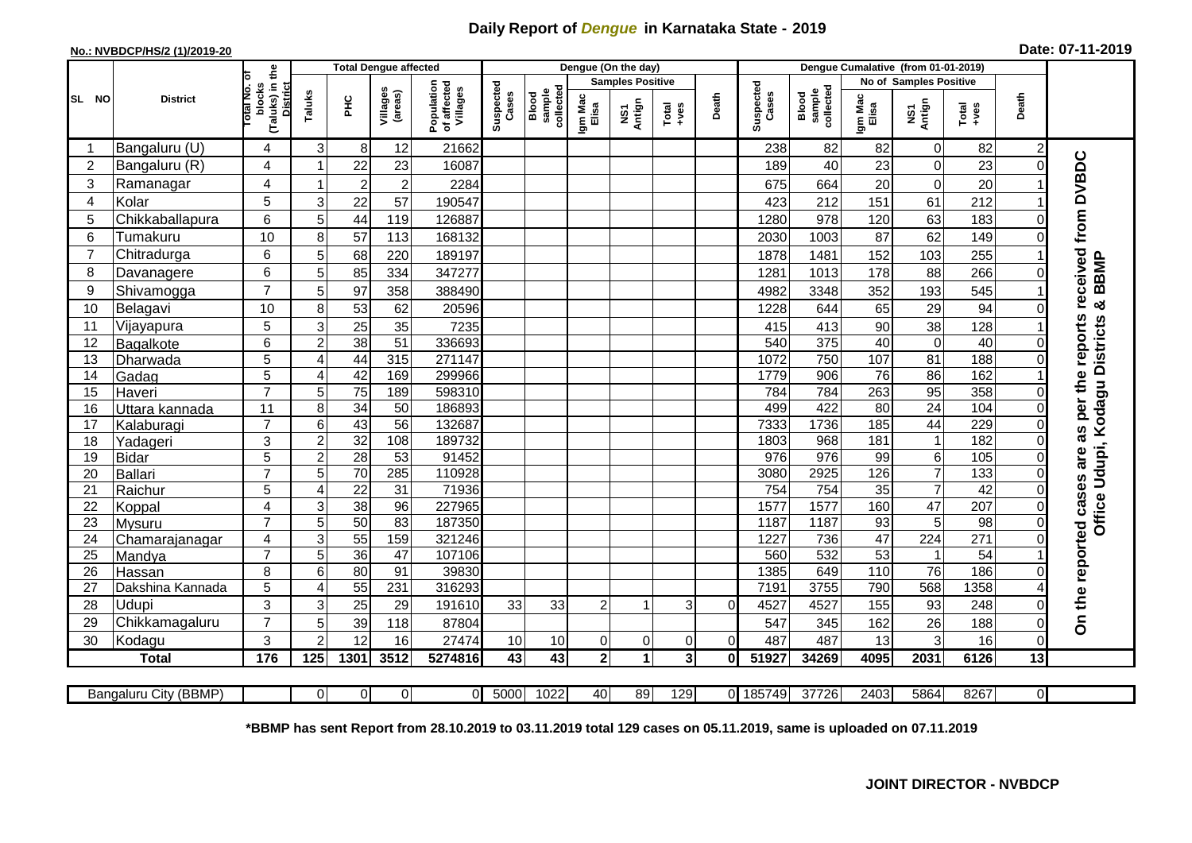# Daily Report of *Dengue* in Karnataka State - 2019

**No.: NVBDCP/HS/2 (1)/2019-20** **Date: 07-11-2019**

| SL NO | District | Total No. of blocks (Taluks) in the District | Total Dengue affected | | | | Dengue (On the day) | | | | | | Dengue Cumalative (from 01-01-2019) | | | | | | |
|---|---|---|---|---|---|---|---|---|---|---|---|---|---|---|---|---|---|---|---|
| | | | Taluks | PHC | Villages (areas) | Population of affected Villages | Suspected Cases | Blood sample collected | Samples Positive | | | Death | Suspected Cases | Blood sample collected | No of Samples Positive | | | Death | |
| | | | | | | | | | Igm Mac Elisa | NS1 Antign | Total +ves | | | | Igm Mac Elisa | NS1 Antign | Total +ves | | |
| 1 | Bangaluru (U) | 4 | 3 | 8 | 12 | 21662 | | | | | | | 238 | 82 | 82 | 0 | 82 | 2 | On the reported cases are as per the reports received from DVBDC Office Udupi, Kodagu Districts & BBMP |
| 2 | Bangaluru (R) | 4 | 1 | 22 | 23 | 16087 | | | | | | | 189 | 40 | 23 | 0 | 23 | 0 | |
| 3 | Ramanagar | 4 | 1 | 2 | 2 | 2284 | | | | | | | 675 | 664 | 20 | 0 | 20 | 1 | |
| 4 | Kolar | 5 | 3 | 22 | 57 | 190547 | | | | | | | 423 | 212 | 151 | 61 | 212 | 1 | |
| 5 | Chikkaballapura | 6 | 5 | 44 | 119 | 126887 | | | | | | | 1280 | 978 | 120 | 63 | 183 | 0 | |
| 6 | Tumakuru | 10 | 8 | 57 | 113 | 168132 | | | | | | | 2030 | 1003 | 87 | 62 | 149 | 0 | |
| 7 | Chitradurga | 6 | 5 | 68 | 220 | 189197 | | | | | | | 1878 | 1481 | 152 | 103 | 255 | 1 | |
| 8 | Davanagere | 6 | 5 | 85 | 334 | 347277 | | | | | | | 1281 | 1013 | 178 | 88 | 266 | 0 | |
| 9 | Shivamogga | 7 | 5 | 97 | 358 | 388490 | | | | | | | 4982 | 3348 | 352 | 193 | 545 | 1 | |
| 10 | Belagavi | 10 | 8 | 53 | 62 | 20596 | | | | | | | 1228 | 644 | 65 | 29 | 94 | 0 | |
| 11 | Vijayapura | 5 | 3 | 25 | 35 | 7235 | | | | | | | 415 | 413 | 90 | 38 | 128 | 1 | |
| 12 | Bagalkote | 6 | 2 | 38 | 51 | 336693 | | | | | | | 540 | 375 | 40 | 0 | 40 | 0 | |
| 13 | Dharwada | 5 | 4 | 44 | 315 | 271147 | | | | | | | 1072 | 750 | 107 | 81 | 188 | 0 | |
| 14 | Gadag | 5 | 4 | 42 | 169 | 299966 | | | | | | | 1779 | 906 | 76 | 86 | 162 | 1 | |
| 15 | Haveri | 7 | 5 | 75 | 189 | 598310 | | | | | | | 784 | 784 | 263 | 95 | 358 | 0 | |
| 16 | Uttara kannada | 11 | 8 | 34 | 50 | 186893 | | | | | | | 499 | 422 | 80 | 24 | 104 | 0 | |
| 17 | Kalaburagi | 7 | 6 | 43 | 56 | 132687 | | | | | | | 7333 | 1736 | 185 | 44 | 229 | 0 | |
| 18 | Yadageri | 3 | 2 | 32 | 108 | 189732 | | | | | | | 1803 | 968 | 181 | 1 | 182 | 0 | |
| 19 | Bidar | 5 | 2 | 28 | 53 | 91452 | | | | | | | 976 | 976 | 99 | 6 | 105 | 0 | |
| 20 | Ballari | 7 | 5 | 70 | 285 | 110928 | | | | | | | 3080 | 2925 | 126 | 7 | 133 | 0 | |
| 21 | Raichur | 5 | 4 | 22 | 31 | 71936 | | | | | | | 754 | 754 | 35 | 7 | 42 | 0 | |
| 22 | Koppal | 4 | 3 | 38 | 96 | 227965 | | | | | | | 1577 | 1577 | 160 | 47 | 207 | 0 | |
| 23 | Mysuru | 7 | 5 | 50 | 83 | 187350 | | | | | | | 1187 | 1187 | 93 | 5 | 98 | 0 | |
| 24 | Chamarajanagar | 4 | 3 | 55 | 159 | 321246 | | | | | | | 1227 | 736 | 47 | 224 | 271 | 0 | |
| 25 | Mandya | 7 | 5 | 36 | 47 | 107106 | | | | | | | 560 | 532 | 53 | 1 | 54 | 1 | |
| 26 | Hassan | 8 | 6 | 80 | 91 | 39830 | | | | | | | 1385 | 649 | 110 | 76 | 186 | 0 | |
| 27 | Dakshina Kannada | 5 | 4 | 55 | 231 | 316293 | | | | | | | 7191 | 3755 | 790 | 568 | 1358 | 4 | |
| 28 | Udupi | 3 | 3 | 25 | 29 | 191610 | 33 | 33 | 2 | 1 | 3 | 0 | 4527 | 4527 | 155 | 93 | 248 | 0 | |
| 29 | Chikkamagaluru | 7 | 5 | 39 | 118 | 87804 | | | | | | | 547 | 345 | 162 | 26 | 188 | 0 | |
| 30 | Kodagu | 3 | 2 | 12 | 16 | 27474 | 10 | 10 | 0 | 0 | 0 | 0 | 487 | 487 | 13 | 3 | 16 | 0 | |
| | **Total** | **176** | **125** | **1301** | **3512** | **5274816** | **43** | **43** | **2** | **1** | **3** | **0** | **51927** | **34269** | **4095** | **2031** | **6126** | **13** | |

| Bangaluru City (BBMP) | | 0 | 0 | 0 | 0 | 5000 | 1022 | 40 | 89 | 129 | 0 | 185749 | 37726 | 2403 | 5864 | 8267 | 0 |
|---|---|---|---|---|---|---|---|---|---|---|---|---|---|---|---|---|---|

**\*BBMP has sent Report from 28.10.2019 to 03.11.2019 total 129 cases on 05.11.2019, same is uploaded on 07.11.2019**

**JOINT DIRECTOR - NVBDCP**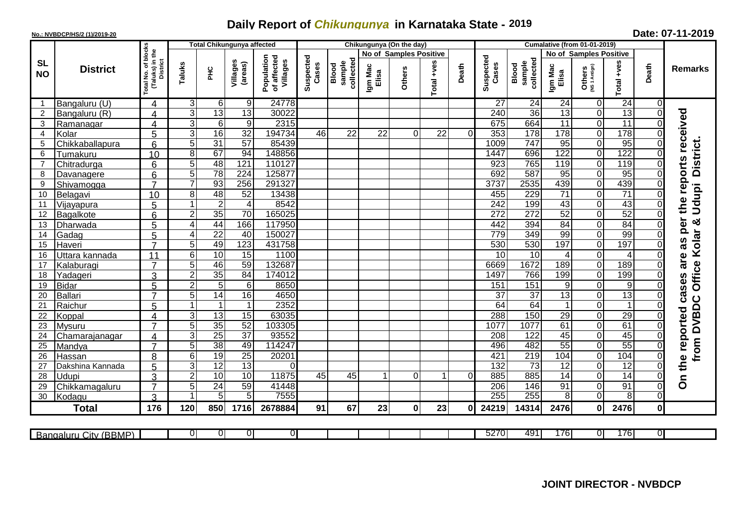# Daily Report of *Chikungunya* in Karnataka State - 2019

**No.: NVBDCP/HS/2 (1)/2019-20**

**Date: 07-11-2019**

| SL NO | District | Total No. of blocks (Taluks) in the District | Total Chikungunya affected | | | | Chikungunya (On the day) | | | | | | | Cumalative (from 01-01-2019) | | | | | | | Remarks |
|---|---|---|---|---|---|---|---|---|---|---|---|---|---|---|---|---|---|---|---|---|---|
| | | | | | | | | | No of Samples Positive | | | | | | | No of Samples Positive | | | | | |
| | | | Taluks | PHC | Villages (areas) | Population of affected Villages | Suspected Cases | Blood sample collected | Igm Mac Elisa | Others | Total +ves | Death | Suspected Cases | Blood sample collected | Igm Mac Elisa | Others (NS 1 Antign) | Total +ves | Death | |
| 1 | Bangaluru (U) | 4 | 3 | 6 | 9 | 24778 | | | | | | | 27 | 24 | 24 | 0 | 24 | 0 | On the reported cases are as per the reports received from DVBDC Office Kolar & Udupi District. |
| 2 | Bangaluru (R) | 4 | 3 | 13 | 13 | 30022 | | | | | | | 240 | 36 | 13 | 0 | 13 | 0 | |
| 3 | Ramanagar | 4 | 3 | 6 | 9 | 2315 | | | | | | | 675 | 664 | 11 | 0 | 11 | 0 | |
| 4 | Kolar | 5 | 3 | 16 | 32 | 194734 | 46 | 22 | 22 | 0 | 22 | 0 | 353 | 178 | 178 | 0 | 178 | 0 | |
| 5 | Chikkaballapura | 6 | 5 | 31 | 57 | 85439 | | | | | | | 1009 | 747 | 95 | 0 | 95 | 0 | |
| 6 | Tumakuru | 10 | 8 | 67 | 94 | 148856 | | | | | | | 1447 | 696 | 122 | 0 | 122 | 0 | |
| 7 | Chitradurga | 6 | 5 | 48 | 121 | 110127 | | | | | | | 923 | 765 | 119 | 0 | 119 | 0 | |
| 8 | Davanagere | 6 | 5 | 78 | 224 | 125877 | | | | | | | 692 | 587 | 95 | 0 | 95 | 0 | |
| 9 | Shivamogga | 7 | 7 | 93 | 256 | 291327 | | | | | | | 3737 | 2535 | 439 | 0 | 439 | 0 | |
| 10 | Belagavi | 10 | 8 | 48 | 52 | 13438 | | | | | | | 455 | 229 | 71 | 0 | 71 | 0 | |
| 11 | Vijayapura | 5 | 1 | 2 | 4 | 8542 | | | | | | | 242 | 199 | 43 | 0 | 43 | 0 | |
| 12 | Bagalkote | 6 | 2 | 35 | 70 | 165025 | | | | | | | 272 | 272 | 52 | 0 | 52 | 0 | |
| 13 | Dharwada | 5 | 4 | 44 | 166 | 117950 | | | | | | | 442 | 394 | 84 | 0 | 84 | 0 | |
| 14 | Gadag | 5 | 4 | 22 | 40 | 150027 | | | | | | | 779 | 349 | 99 | 0 | 99 | 0 | |
| 15 | Haveri | 7 | 5 | 49 | 123 | 431758 | | | | | | | 530 | 530 | 197 | 0 | 197 | 0 | |
| 16 | Uttara kannada | 11 | 6 | 10 | 15 | 1100 | | | | | | | 10 | 10 | 4 | 0 | 4 | 0 | |
| 17 | Kalaburagi | 7 | 5 | 46 | 59 | 132687 | | | | | | | 6669 | 1672 | 189 | 0 | 189 | 0 | |
| 18 | Yadageri | 3 | 2 | 35 | 84 | 174012 | | | | | | | 1497 | 766 | 199 | 0 | 199 | 0 | |
| 19 | Bidar | 5 | 2 | 5 | 6 | 8650 | | | | | | | 151 | 151 | 9 | 0 | 9 | 0 | |
| 20 | Ballari | 7 | 5 | 14 | 16 | 4650 | | | | | | | 37 | 37 | 13 | 0 | 13 | 0 | |
| 21 | Raichur | 5 | 1 | 1 | 1 | 2352 | | | | | | | 64 | 64 | 1 | 0 | 1 | 0 | |
| 22 | Koppal | 4 | 3 | 13 | 15 | 63035 | | | | | | | 288 | 150 | 29 | 0 | 29 | 0 | |
| 23 | Mysuru | 7 | 5 | 35 | 52 | 103305 | | | | | | | 1077 | 1077 | 61 | 0 | 61 | 0 | |
| 24 | Chamarajanagar | 4 | 3 | 25 | 37 | 93552 | | | | | | | 208 | 122 | 45 | 0 | 45 | 0 | |
| 25 | Mandya | 7 | 5 | 38 | 49 | 114247 | | | | | | | 496 | 482 | 55 | 0 | 55 | 0 | |
| 26 | Hassan | 8 | 6 | 19 | 25 | 20201 | | | | | | | 421 | 219 | 104 | 0 | 104 | 0 | |
| 27 | Dakshina Kannada | 5 | 3 | 12 | 13 | 0 | | | | | | | 132 | 73 | 12 | 0 | 12 | 0 | |
| 28 | Udupi | 3 | 2 | 10 | 10 | 11875 | 45 | 45 | 1 | 0 | 1 | 0 | 885 | 885 | 14 | 0 | 14 | 0 | |
| 29 | Chikkamagaluru | 7 | 5 | 24 | 59 | 41448 | | | | | | | 206 | 146 | 91 | 0 | 91 | 0 | |
| 30 | Kodagu | 3 | 1 | 5 | 5 | 7555 | | | | | | | 255 | 255 | 8 | 0 | 8 | 0 | |
| **Total** | | **176** | **120** | **850** | **1716** | **2678884** | **91** | **67** | **23** | **0** | **23** | **0** | **24219** | **14314** | **2476** | **0** | **2476** | **0** | |

| | | | | | | | | | | | | | | | | | | |
|---|---|---|---|---|---|---|---|---|---|---|---|---|---|---|---|---|---|---|
| Bangaluru City (BBMP) | | 0 | 0 | 0 | 0 | | | | | | | 5270 | 491 | 176 | 0 | 176 | 0 | |

**JOINT DIRECTOR - NVBDCP**